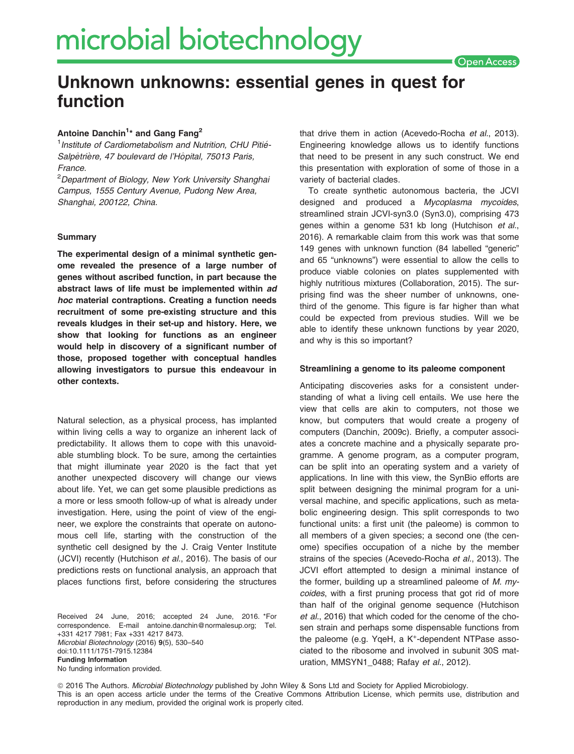# Unknown unknowns: essential genes in quest for function

**Antoine Danchin[1]* and Gang Fang[2]**

[1]*Institute of Cardiometabolism and Nutrition, CHU Pitié-Salpêtrière, 47 boulevard de l'Hôpital, 75013 Paris, France.*

[2]*Department of Biology, New York University Shanghai Campus, 1555 Century Avenue, Pudong New Area, Shanghai, 200122, China.*

## Summary

**The experimental design of a minimal synthetic genome revealed the presence of a large number of genes without ascribed function, in part because the abstract laws of life must be implemented within *ad hoc* material contraptions. Creating a function needs recruitment of some pre-existing structure and this reveals kludges in their set-up and history. Here, we show that looking for functions as an engineer would help in discovery of a significant number of those, proposed together with conceptual handles allowing investigators to pursue this endeavour in other contexts.**

Natural selection, as a physical process, has implanted within living cells a way to organize an inherent lack of predictability. It allows them to cope with this unavoidable stumbling block. To be sure, among the certainties that might illuminate year 2020 is the fact that yet another unexpected discovery will change our views about life. Yet, we can get some plausible predictions as a more or less smooth follow-up of what is already under investigation. Here, using the point of view of the engineer, we explore the constraints that operate on autonomous cell life, starting with the construction of the synthetic cell designed by the J. Craig Venter Institute (JCVI) recently (Hutchison *et al*., 2016). The basis of our predictions rests on functional analysis, an approach that places functions first, before considering the structures that drive them in action (Acevedo-Rocha *et al*., 2013). Engineering knowledge allows us to identify functions that need to be present in any such construct. We end this presentation with exploration of some of those in a variety of bacterial clades.

To create synthetic autonomous bacteria, the JCVI designed and produced a *Mycoplasma mycoides*, streamlined strain JCVI-syn3.0 (Syn3.0), comprising 473 genes within a genome 531 kb long (Hutchison *et al*., 2016). A remarkable claim from this work was that some 149 genes with unknown function (84 labelled "generic" and 65 "unknowns") were essential to allow the cells to produce viable colonies on plates supplemented with highly nutritious mixtures (Collaboration, 2015). The surprising find was the sheer number of unknowns, one-third of the genome. This figure is far higher than what could be expected from previous studies. Will we be able to identify these unknown functions by year 2020, and why is this so important?

### Streamlining a genome to its paleome component

Anticipating discoveries asks for a consistent understanding of what a living cell entails. We use here the view that cells are akin to computers, not those we know, but computers that would create a progeny of computers (Danchin, 2009c). Briefly, a computer associates a concrete machine and a physically separate programme. A genome program, as a computer program, can be split into an operating system and a variety of applications. In line with this view, the SynBio efforts are split between designing the minimal program for a universal machine, and specific applications, such as metabolic engineering design. This split corresponds to two functional units: a first unit (the paleome) is common to all members of a given species; a second one (the cenome) specifies occupation of a niche by the member strains of the species (Acevedo-Rocha *et al*., 2013). The JCVI effort attempted to design a minimal instance of the former, building up a streamlined paleome of *M. mycoides*, with a first pruning process that got rid of more than half of the original genome sequence (Hutchison *et al*., 2016) that which coded for the cenome of the chosen strain and perhaps some dispensable functions from the paleome (e.g. YqeH, a $K^+$-dependent NTPase associated to the ribosome and involved in subunit 30S maturation, MMSYN1_0488; Rafay *et al*., 2012).

Received 24 June, 2016; accepted 24 June, 2016. *For correspondence. E-mail antoine.danchin@normalesup.org; Tel. +331 4217 7981; Fax +331 4217 8473.
*Microbial Biotechnology* (2016) **9**(5), 530–540
doi:10.1111/1751-7915.12384
**Funding Information**
No funding information provided.

© 2016 The Authors. *Microbial Biotechnology* published by John Wiley & Sons Ltd and Society for Applied Microbiology.
This is an open access article under the terms of the Creative Commons Attribution License, which permits use, distribution and reproduction in any medium, provided the original work is properly cited.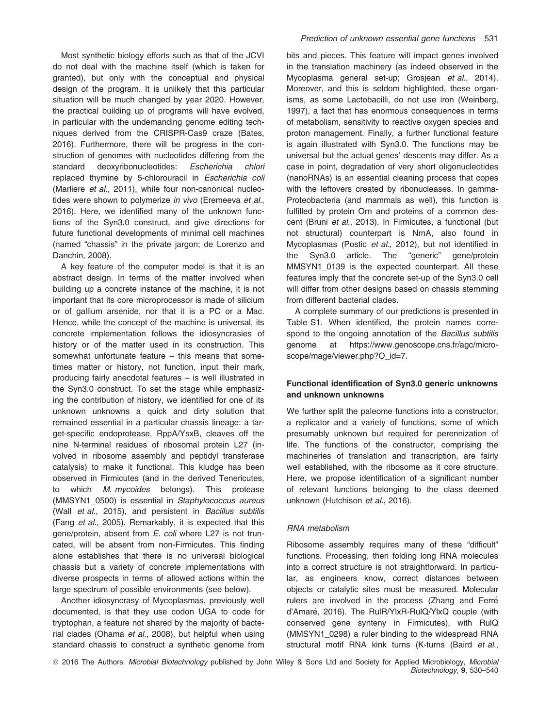Most synthetic biology efforts such as that of the JCVI do not deal with the machine itself (which is taken for granted), but only with the conceptual and physical design of the program. It is unlikely that this particular situation will be much changed by year 2020. However, the practical building up of programs will have evolved, in particular with the undemanding genome editing techniques derived from the CRISPR-Cas9 craze (Bates, 2016). Furthermore, there will be progress in the construction of genomes with nucleotides differing from the standard deoxyribonucleotides: *Escherichia chlori* replaced thymine by 5-chlorouracil in *Escherichia coli* (Marliere *et al*., 2011), while four non-canonical nucleotides were shown to polymerize *in vivo* (Eremeeva *et al*., 2016). Here, we identified many of the unknown functions of the Syn3.0 construct, and give directions for future functional developments of minimal cell machines (named "chassis" in the private jargon; de Lorenzo and Danchin, 2008).

A key feature of the computer model is that it is an abstract design. In terms of the matter involved when building up a concrete instance of the machine, it is not important that its core microprocessor is made of silicium or of gallium arsenide, nor that it is a PC or a Mac. Hence, while the concept of the machine is universal, its concrete implementation follows the idiosyncrasies of history or of the matter used in its construction. This somewhat unfortunate feature – this means that sometimes matter or history, not function, input their mark, producing fairly anecdotal features – is well illustrated in the Syn3.0 construct. To set the stage while emphasizing the contribution of history, we identified for one of its unknown unknowns a quick and dirty solution that remained essential in a particular chassis lineage: a target-specific endoprotease, RppA/YsxB, cleaves off the nine N-terminal residues of ribosomal protein L27 (involved in ribosome assembly and peptidyl transferase catalysis) to make it functional. This kludge has been observed in Firmicutes (and in the derived Tenericutes, to which *M. mycoides* belongs). This protease (MMSYN1_0500) is essential in *Staphylococcus aureus* (Wall *et al*., 2015), and persistent in *Bacillus subtilis* (Fang *et al*., 2005). Remarkably, it is expected that this gene/protein, absent from *E. coli* where L27 is not truncated, will be absent from non-Firmicutes. This finding alone establishes that there is no universal biological chassis but a variety of concrete implementations with diverse prospects in terms of allowed actions within the large spectrum of possible environments (see below).

Another idiosyncrasy of Mycoplasmas, previously well documented, is that they use codon UGA to code for tryptophan, a feature not shared by the majority of bacterial clades (Ohama *et al*., 2008), but helpful when using standard chassis to construct a synthetic genome from bits and pieces. This feature will impact genes involved in the translation machinery (as indeed observed in the Mycoplasma general set-up; Grosjean *et al*., 2014). Moreover, and this is seldom highlighted, these organisms, as some Lactobacilli, do not use iron (Weinberg, 1997), a fact that has enormous consequences in terms of metabolism, sensitivity to reactive oxygen species and proton management. Finally, a further functional feature is again illustrated with Syn3.0. The functions may be universal but the actual genes' descents may differ. As a case in point, degradation of very short oligonucleotides (nanoRNAs) is an essential cleaning process that copes with the leftovers created by ribonucleases. In gamma-Proteobacteria (and mammals as well), this function is fulfilled by protein Orn and proteins of a common descent (Bruni *et al*., 2013). In Firmicutes, a functional (but not structural) counterpart is NrnA, also found in Mycoplasmas (Postic *et al*., 2012), but not identified in the Syn3.0 article. The "generic" gene/protein MMSYN1_0139 is the expected counterpart. All these features imply that the concrete set-up of the Syn3.0 cell will differ from other designs based on chassis stemming from different bacterial clades.

A complete summary of our predictions is presented in Table S1. When identified, the protein names correspond to the ongoing annotation of the *Bacillus subtilis* genome at https://www.genoscope.cns.fr/agc/microscope/mage/viewer.php?O_id=7.

### Functional identification of Syn3.0 generic unknowns and unknown unknowns

We further split the paleome functions into a constructor, a replicator and a variety of functions, some of which presumably unknown but required for perennization of life. The functions of the constructor, comprising the machineries of translation and transcription, are fairly well established, with the ribosome as it core structure. Here, we propose identification of a significant number of relevant functions belonging to the class deemed unknown (Hutchison *et al*., 2016).

#### *RNA metabolism*

Ribosome assembly requires many of these "difficult" functions. Processing, then folding long RNA molecules into a correct structure is not straightforward. In particular, as engineers know, correct distances between objects or catalytic sites must be measured. Molecular rulers are involved in the process (Zhang and Ferré d'Amaré, 2016). The RulR/YlxR-RulQ/YlxQ couple (with conserved gene synteny in Firmicutes), with RulQ (MMSYN1_0298) a ruler binding to the widespread RNA structural motif RNA kink turns (K-turns (Baird *et al*.,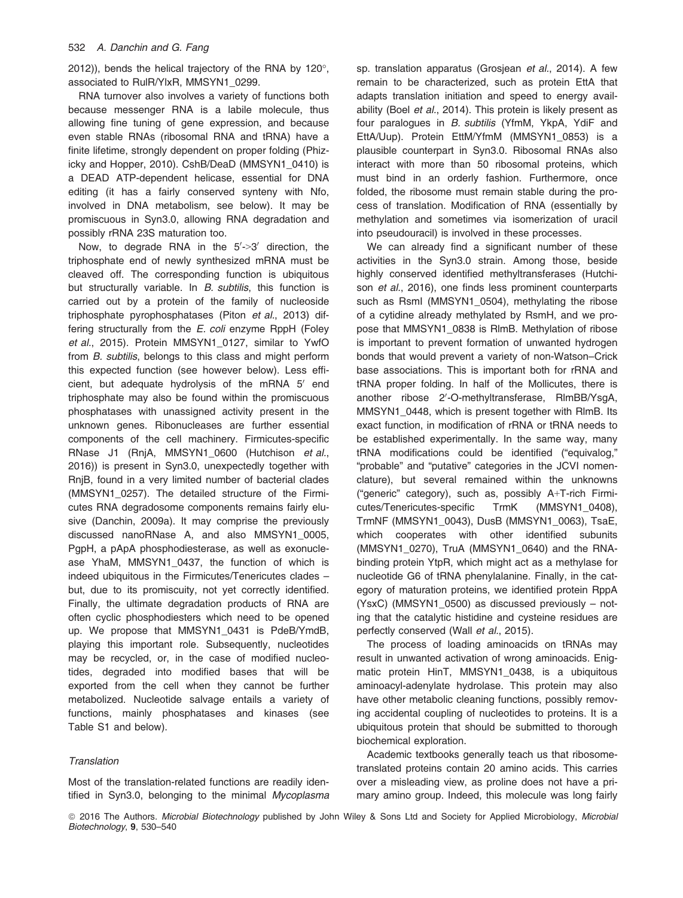2012)), bends the helical trajectory of the RNA by 120°, associated to RulR/YlxR, MMSYN1_0299.

RNA turnover also involves a variety of functions both because messenger RNA is a labile molecule, thus allowing fine tuning of gene expression, and because even stable RNAs (ribosomal RNA and tRNA) have a finite lifetime, strongly dependent on proper folding (Phizicky and Hopper, 2010). CshB/DeaD (MMSYN1_0410) is a DEAD ATP-dependent helicase, essential for DNA editing (it has a fairly conserved synteny with Nfo, involved in DNA metabolism, see below). It may be promiscuous in Syn3.0, allowing RNA degradation and possibly rRNA 23S maturation too.

Now, to degrade RNA in the 5′->3′ direction, the triphosphate end of newly synthesized mRNA must be cleaved off. The corresponding function is ubiquitous but structurally variable. In *B. subtilis*, this function is carried out by a protein of the family of nucleoside triphosphate pyrophosphatases (Piton *et al.*, 2013) differing structurally from the *E. coli* enzyme RppH (Foley *et al.*, 2015). Protein MMSYN1_0127, similar to YwfO from *B. subtilis*, belongs to this class and might perform this expected function (see however below). Less efficient, but adequate hydrolysis of the mRNA 5′ end triphosphate may also be found within the promiscuous phosphatases with unassigned activity present in the unknown genes. Ribonucleases are further essential components of the cell machinery. Firmicutes-specific RNase J1 (RnjA, MMSYN1_0600 (Hutchison *et al.*, 2016)) is present in Syn3.0, unexpectedly together with RnjB, found in a very limited number of bacterial clades (MMSYN1_0257). The detailed structure of the Firmicutes RNA degradosome components remains fairly elusive (Danchin, 2009a). It may comprise the previously discussed nanoRNase A, and also MMSYN1_0005, PgpH, a pApA phosphodiesterase, as well as exonuclease YhaM, MMSYN1_0437, the function of which is indeed ubiquitous in the Firmicutes/Tenericutes clades – but, due to its promiscuity, not yet correctly identified. Finally, the ultimate degradation products of RNA are often cyclic phosphodiesters which need to be opened up. We propose that MMSYN1_0431 is PdeB/YmdB, playing this important role. Subsequently, nucleotides may be recycled, or, in the case of modified nucleotides, degraded into modified bases that will be exported from the cell when they cannot be further metabolized. Nucleotide salvage entails a variety of functions, mainly phosphatases and kinases (see Table S1 and below).

### *Translation*

Most of the translation-related functions are readily identified in Syn3.0, belonging to the minimal *Mycoplasma* sp. translation apparatus (Grosjean *et al.*, 2014). A few remain to be characterized, such as protein EttA that adapts translation initiation and speed to energy availability (Boel *et al.*, 2014). This protein is likely present as four paralogues in *B. subtilis* (YfmM, YkpA, YdiF and EttA/Uup). Protein EttM/YfmM (MMSYN1_0853) is a plausible counterpart in Syn3.0. Ribosomal RNAs also interact with more than 50 ribosomal proteins, which must bind in an orderly fashion. Furthermore, once folded, the ribosome must remain stable during the process of translation. Modification of RNA (essentially by methylation and sometimes via isomerization of uracil into pseudouracil) is involved in these processes.

We can already find a significant number of these activities in the Syn3.0 strain. Among those, beside highly conserved identified methyltransferases (Hutchison *et al.*, 2016), one finds less prominent counterparts such as RsmI (MMSYN1_0504), methylating the ribose of a cytidine already methylated by RsmH, and we propose that MMSYN1_0838 is RlmB. Methylation of ribose is important to prevent formation of unwanted hydrogen bonds that would prevent a variety of non-Watson–Crick base associations. This is important both for rRNA and tRNA proper folding. In half of the Mollicutes, there is another ribose 2′-O-methyltransferase, RlmBB/YsgA, MMSYN1_0448, which is present together with RlmB. Its exact function, in modification of rRNA or tRNA needs to be established experimentally. In the same way, many tRNA modifications could be identified ("equivalog," "probable" and "putative" categories in the JCVI nomenclature), but several remained within the unknowns ("generic" category), such as, possibly A+T-rich Firmicutes/Tenericutes-specific TrmK (MMSYN1_0408), TrmNF (MMSYN1_0043), DusB (MMSYN1_0063), TsaE, which cooperates with other identified subunits (MMSYN1_0270), TruA (MMSYN1_0640) and the RNA-binding protein YtpR, which might act as a methylase for nucleotide G6 of tRNA phenylalanine. Finally, in the category of maturation proteins, we identified protein RppA (YsxC) (MMSYN1_0500) as discussed previously – noting that the catalytic histidine and cysteine residues are perfectly conserved (Wall *et al.*, 2015).

The process of loading aminoacids on tRNAs may result in unwanted activation of wrong aminoacids. Enigmatic protein HinT, MMSYN1_0438, is a ubiquitous aminoacyl-adenylate hydrolase. This protein may also have other metabolic cleaning functions, possibly removing accidental coupling of nucleotides to proteins. It is a ubiquitous protein that should be submitted to thorough biochemical exploration.

Academic textbooks generally teach us that ribosome-translated proteins contain 20 amino acids. This carries over a misleading view, as proline does not have a primary amino group. Indeed, this molecule was long fairly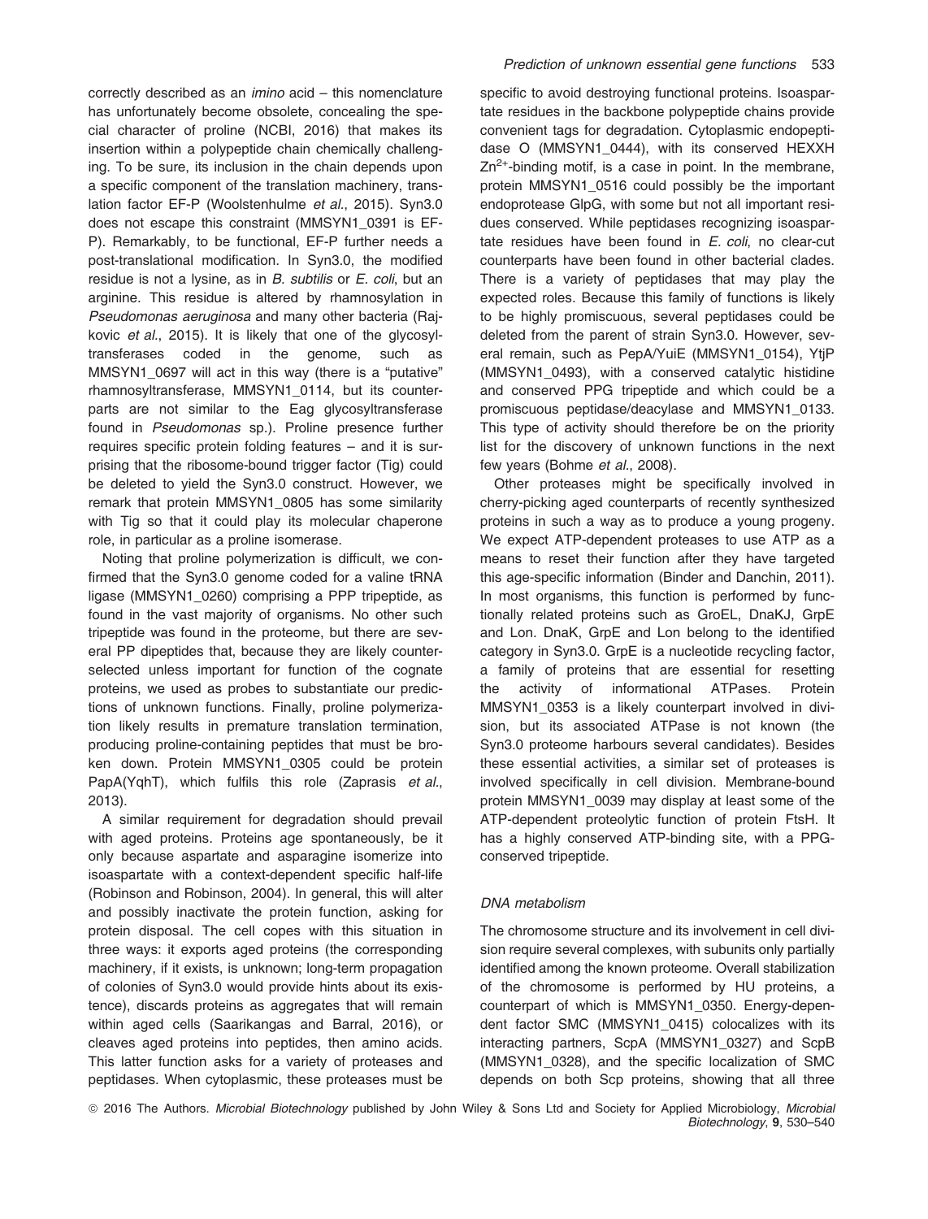correctly described as an *imino* acid – this nomenclature has unfortunately become obsolete, concealing the special character of proline (NCBI, 2016) that makes its insertion within a polypeptide chain chemically challenging. To be sure, its inclusion in the chain depends upon a specific component of the translation machinery, translation factor EF-P (Woolstenhulme *et al.*, 2015). Syn3.0 does not escape this constraint (MMSYN1_0391 is EF-P). Remarkably, to be functional, EF-P further needs a post-translational modification. In Syn3.0, the modified residue is not a lysine, as in *B. subtilis* or *E. coli*, but an arginine. This residue is altered by rhamnosylation in *Pseudomonas aeruginosa* and many other bacteria (Rajkovic *et al.*, 2015). It is likely that one of the glycosyltransferases coded in the genome, such as MMSYN1_0697 will act in this way (there is a "putative" rhamnosyltransferase, MMSYN1_0114, but its counterparts are not similar to the Eag glycosyltransferase found in *Pseudomonas* sp.). Proline presence further requires specific protein folding features – and it is surprising that the ribosome-bound trigger factor (Tig) could be deleted to yield the Syn3.0 construct. However, we remark that protein MMSYN1_0805 has some similarity with Tig so that it could play its molecular chaperone role, in particular as a proline isomerase.

Noting that proline polymerization is difficult, we confirmed that the Syn3.0 genome coded for a valine tRNA ligase (MMSYN1_0260) comprising a PPP tripeptide, as found in the vast majority of organisms. No other such tripeptide was found in the proteome, but there are several PP dipeptides that, because they are likely counter-selected unless important for function of the cognate proteins, we used as probes to substantiate our predictions of unknown functions. Finally, proline polymerization likely results in premature translation termination, producing proline-containing peptides that must be broken down. Protein MMSYN1_0305 could be protein PapA(YqhT), which fulfils this role (Zaprasis *et al.*, 2013).

A similar requirement for degradation should prevail with aged proteins. Proteins age spontaneously, be it only because aspartate and asparagine isomerize into isoaspartate with a context-dependent specific half-life (Robinson and Robinson, 2004). In general, this will alter and possibly inactivate the protein function, asking for protein disposal. The cell copes with this situation in three ways: it exports aged proteins (the corresponding machinery, if it exists, is unknown; long-term propagation of colonies of Syn3.0 would provide hints about its existence), discards proteins as aggregates that will remain within aged cells (Saarikangas and Barral, 2016), or cleaves aged proteins into peptides, then amino acids. This latter function asks for a variety of proteases and peptidases. When cytoplasmic, these proteases must be specific to avoid destroying functional proteins. Isoaspartate residues in the backbone polypeptide chains provide convenient tags for degradation. Cytoplasmic endopeptidase O (MMSYN1_0444), with its conserved HEXXH $Zn^{2+}$-binding motif, is a case in point. In the membrane, protein MMSYN1_0516 could possibly be the important endoprotease GlpG, with some but not all important residues conserved. While peptidases recognizing isoaspartate residues have been found in *E. coli*, no clear-cut counterparts have been found in other bacterial clades. There is a variety of peptidases that may play the expected roles. Because this family of functions is likely to be highly promiscuous, several peptidases could be deleted from the parent of strain Syn3.0. However, several remain, such as PepA/YuiE (MMSYN1_0154), YtjP (MMSYN1_0493), with a conserved catalytic histidine and conserved PPG tripeptide and which could be a promiscuous peptidase/deacylase and MMSYN1_0133. This type of activity should therefore be on the priority list for the discovery of unknown functions in the next few years (Bohme *et al.*, 2008).

Other proteases might be specifically involved in cherry-picking aged counterparts of recently synthesized proteins in such a way as to produce a young progeny. We expect ATP-dependent proteases to use ATP as a means to reset their function after they have targeted this age-specific information (Binder and Danchin, 2011). In most organisms, this function is performed by functionally related proteins such as GroEL, DnaKJ, GrpE and Lon. DnaK, GrpE and Lon belong to the identified category in Syn3.0. GrpE is a nucleotide recycling factor, a family of proteins that are essential for resetting the activity of informational ATPases. Protein MMSYN1_0353 is a likely counterpart involved in division, but its associated ATPase is not known (the Syn3.0 proteome harbours several candidates). Besides these essential activities, a similar set of proteases is involved specifically in cell division. Membrane-bound protein MMSYN1_0039 may display at least some of the ATP-dependent proteolytic function of protein FtsH. It has a highly conserved ATP-binding site, with a PPG-conserved tripeptide.

### DNA metabolism

The chromosome structure and its involvement in cell division require several complexes, with subunits only partially identified among the known proteome. Overall stabilization of the chromosome is performed by HU proteins, a counterpart of which is MMSYN1_0350. Energy-dependent factor SMC (MMSYN1_0415) colocalizes with its interacting partners, ScpA (MMSYN1_0327) and ScpB (MMSYN1_0328), and the specific localization of SMC depends on both Scp proteins, showing that all three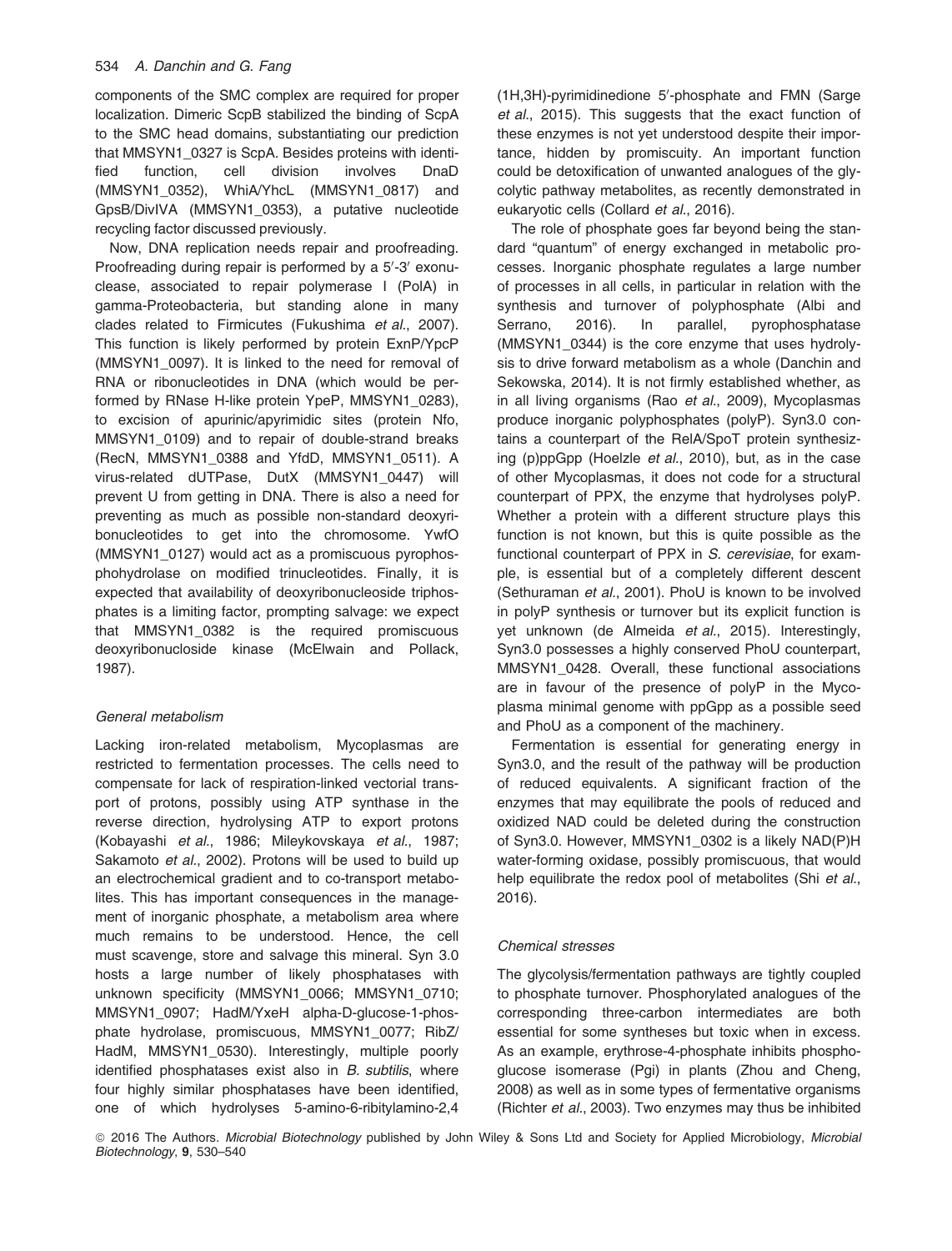components of the SMC complex are required for proper localization. Dimeric ScpB stabilized the binding of ScpA to the SMC head domains, substantiating our prediction that MMSYN1_0327 is ScpA. Besides proteins with identified function, cell division involves DnaD (MMSYN1_0352), WhiA/YhcL (MMSYN1_0817) and GpsB/DivIVA (MMSYN1_0353), a putative nucleotide recycling factor discussed previously.

Now, DNA replication needs repair and proofreading. Proofreading during repair is performed by a 5′-3′ exonuclease, associated to repair polymerase I (PolA) in gamma-Proteobacteria, but standing alone in many clades related to Firmicutes (Fukushima *et al*., 2007). This function is likely performed by protein ExnP/YpcP (MMSYN1_0097). It is linked to the need for removal of RNA or ribonucleotides in DNA (which would be performed by RNase H-like protein YpeP, MMSYN1_0283), to excision of apurinic/apyrimidic sites (protein Nfo, MMSYN1_0109) and to repair of double-strand breaks (RecN, MMSYN1_0388 and YfdD, MMSYN1_0511). A virus-related dUTPase, DutX (MMSYN1_0447) will prevent U from getting in DNA. There is also a need for preventing as much as possible non-standard deoxyribonucleotides to get into the chromosome. YwfO (MMSYN1_0127) would act as a promiscuous pyrophosphohydrolase on modified trinucleotides. Finally, it is expected that availability of deoxyribonucleoside triphosphates is a limiting factor, prompting salvage: we expect that MMSYN1_0382 is the required promiscuous deoxyribonucloside kinase (McElwain and Pollack, 1987).

### *General metabolism*

Lacking iron-related metabolism, Mycoplasmas are restricted to fermentation processes. The cells need to compensate for lack of respiration-linked vectorial transport of protons, possibly using ATP synthase in the reverse direction, hydrolysing ATP to export protons (Kobayashi *et al*., 1986; Mileykovskaya *et al*., 1987; Sakamoto *et al*., 2002). Protons will be used to build up an electrochemical gradient and to co-transport metabolites. This has important consequences in the management of inorganic phosphate, a metabolism area where much remains to be understood. Hence, the cell must scavenge, store and salvage this mineral. Syn 3.0 hosts a large number of likely phosphatases with unknown specificity (MMSYN1_0066; MMSYN1_0710; MMSYN1_0907; HadM/YxeH alpha-D-glucose-1-phosphate hydrolase, promiscuous, MMSYN1_0077; RibZ/HadM, MMSYN1_0530). Interestingly, multiple poorly identified phosphatases exist also in *B. subtilis*, where four highly similar phosphatases have been identified, one of which hydrolyses 5-amino-6-ribitylamino-2,4 (1H,3H)-pyrimidinedione 5′-phosphate and FMN (Sarge *et al*., 2015). This suggests that the exact function of these enzymes is not yet understood despite their importance, hidden by promiscuity. An important function could be detoxification of unwanted analogues of the glycolytic pathway metabolites, as recently demonstrated in eukaryotic cells (Collard *et al*., 2016).

The role of phosphate goes far beyond being the standard "quantum" of energy exchanged in metabolic processes. Inorganic phosphate regulates a large number of processes in all cells, in particular in relation with the synthesis and turnover of polyphosphate (Albi and Serrano, 2016). In parallel, pyrophosphatase (MMSYN1_0344) is the core enzyme that uses hydrolysis to drive forward metabolism as a whole (Danchin and Sekowska, 2014). It is not firmly established whether, as in all living organisms (Rao *et al*., 2009), Mycoplasmas produce inorganic polyphosphates (polyP). Syn3.0 contains a counterpart of the RelA/SpoT protein synthesizing (p)ppGpp (Hoelzle *et al*., 2010), but, as in the case of other Mycoplasmas, it does not code for a structural counterpart of PPX, the enzyme that hydrolyses polyP. Whether a protein with a different structure plays this function is not known, but this is quite possible as the functional counterpart of PPX in *S. cerevisiae*, for example, is essential but of a completely different descent (Sethuraman *et al*., 2001). PhoU is known to be involved in polyP synthesis or turnover but its explicit function is yet unknown (de Almeida *et al*., 2015). Interestingly, Syn3.0 possesses a highly conserved PhoU counterpart, MMSYN1_0428. Overall, these functional associations are in favour of the presence of polyP in the Mycoplasma minimal genome with ppGpp as a possible seed and PhoU as a component of the machinery.

Fermentation is essential for generating energy in Syn3.0, and the result of the pathway will be production of reduced equivalents. A significant fraction of the enzymes that may equilibrate the pools of reduced and oxidized NAD could be deleted during the construction of Syn3.0. However, MMSYN1_0302 is a likely NAD(P)H water-forming oxidase, possibly promiscuous, that would help equilibrate the redox pool of metabolites (Shi *et al*., 2016).

### *Chemical stresses*

The glycolysis/fermentation pathways are tightly coupled to phosphate turnover. Phosphorylated analogues of the corresponding three-carbon intermediates are both essential for some syntheses but toxic when in excess. As an example, erythrose-4-phosphate inhibits phosphoglucose isomerase (Pgi) in plants (Zhou and Cheng, 2008) as well as in some types of fermentative organisms (Richter *et al*., 2003). Two enzymes may thus be inhibited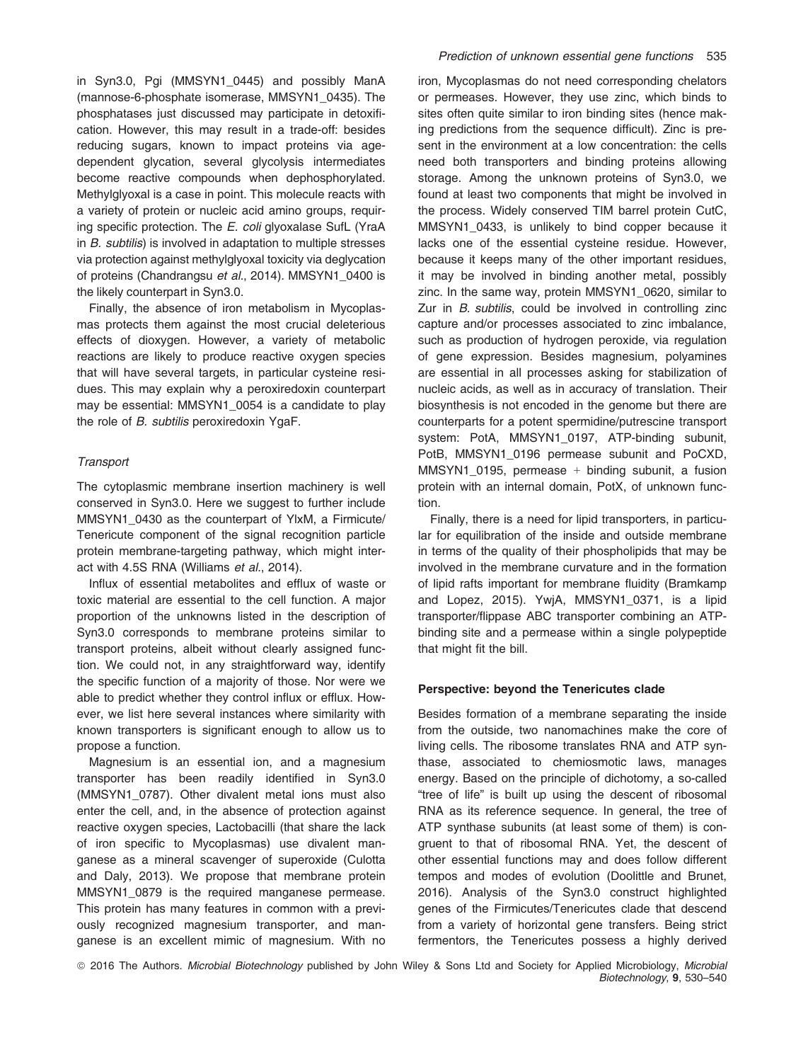in Syn3.0, Pgi (MMSYN1_0445) and possibly ManA (mannose-6-phosphate isomerase, MMSYN1_0435). The phosphatases just discussed may participate in detoxification. However, this may result in a trade-off: besides reducing sugars, known to impact proteins via age-dependent glycation, several glycolysis intermediates become reactive compounds when dephosphorylated. Methylglyoxal is a case in point. This molecule reacts with a variety of protein or nucleic acid amino groups, requiring specific protection. The *E. coli* glyoxalase SufL (YraA in *B. subtilis*) is involved in adaptation to multiple stresses via protection against methylglyoxal toxicity via deglycation of proteins (Chandrangsu *et al.*, 2014). MMSYN1_0400 is the likely counterpart in Syn3.0.

Finally, the absence of iron metabolism in Mycoplasmas protects them against the most crucial deleterious effects of dioxygen. However, a variety of metabolic reactions are likely to produce reactive oxygen species that will have several targets, in particular cysteine residues. This may explain why a peroxiredoxin counterpart may be essential: MMSYN1_0054 is a candidate to play the role of *B. subtilis* peroxiredoxin YgaF.

### *Transport*

The cytoplasmic membrane insertion machinery is well conserved in Syn3.0. Here we suggest to further include MMSYN1_0430 as the counterpart of YlxM, a Firmicute/Tenericute component of the signal recognition particle protein membrane-targeting pathway, which might interact with 4.5S RNA (Williams *et al.*, 2014).

Influx of essential metabolites and efflux of waste or toxic material are essential to the cell function. A major proportion of the unknowns listed in the description of Syn3.0 corresponds to membrane proteins similar to transport proteins, albeit without clearly assigned function. We could not, in any straightforward way, identify the specific function of a majority of those. Nor were we able to predict whether they control influx or efflux. However, we list here several instances where similarity with known transporters is significant enough to allow us to propose a function.

Magnesium is an essential ion, and a magnesium transporter has been readily identified in Syn3.0 (MMSYN1_0787). Other divalent metal ions must also enter the cell, and, in the absence of protection against reactive oxygen species, Lactobacilli (that share the lack of iron specific to Mycoplasmas) use divalent manganese as a mineral scavenger of superoxide (Culotta and Daly, 2013). We propose that membrane protein MMSYN1_0879 is the required manganese permease. This protein has many features in common with a previously recognized magnesium transporter, and manganese is an excellent mimic of magnesium. With no iron, Mycoplasmas do not need corresponding chelators or permeases. However, they use zinc, which binds to sites often quite similar to iron binding sites (hence making predictions from the sequence difficult). Zinc is present in the environment at a low concentration: the cells need both transporters and binding proteins allowing storage. Among the unknown proteins of Syn3.0, we found at least two components that might be involved in the process. Widely conserved TIM barrel protein CutC, MMSYN1_0433, is unlikely to bind copper because it lacks one of the essential cysteine residue. However, because it keeps many of the other important residues, it may be involved in binding another metal, possibly zinc. In the same way, protein MMSYN1_0620, similar to Zur in *B. subtilis*, could be involved in controlling zinc capture and/or processes associated to zinc imbalance, such as production of hydrogen peroxide, via regulation of gene expression. Besides magnesium, polyamines are essential in all processes asking for stabilization of nucleic acids, as well as in accuracy of translation. Their biosynthesis is not encoded in the genome but there are counterparts for a potent spermidine/putrescine transport system: PotA, MMSYN1_0197, ATP-binding subunit, PotB, MMSYN1_0196 permease subunit and PoCXD, MMSYN1_0195, permease + binding subunit, a fusion protein with an internal domain, PotX, of unknown function.

Finally, there is a need for lipid transporters, in particular for equilibration of the inside and outside membrane in terms of the quality of their phospholipids that may be involved in the membrane curvature and in the formation of lipid rafts important for membrane fluidity (Bramkamp and Lopez, 2015). YwjA, MMSYN1_0371, is a lipid transporter/flippase ABC transporter combining an ATP-binding site and a permease within a single polypeptide that might fit the bill.

## Perspective: beyond the Tenericutes clade

Besides formation of a membrane separating the inside from the outside, two nanomachines make the core of living cells. The ribosome translates RNA and ATP synthase, associated to chemiosmotic laws, manages energy. Based on the principle of dichotomy, a so-called "tree of life" is built up using the descent of ribosomal RNA as its reference sequence. In general, the tree of ATP synthase subunits (at least some of them) is congruent to that of ribosomal RNA. Yet, the descent of other essential functions may and does follow different tempos and modes of evolution (Doolittle and Brunet, 2016). Analysis of the Syn3.0 construct highlighted genes of the Firmicutes/Tenericutes clade that descend from a variety of horizontal gene transfers. Being strict fermentors, the Tenericutes possess a highly derived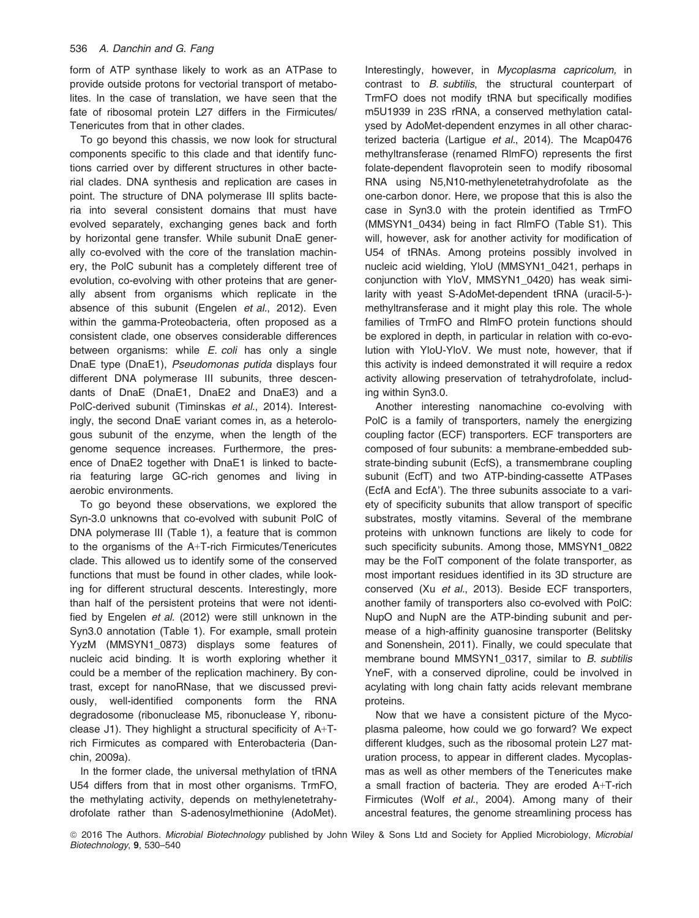form of ATP synthase likely to work as an ATPase to provide outside protons for vectorial transport of metabolites. In the case of translation, we have seen that the fate of ribosomal protein L27 differs in the Firmicutes/Tenericutes from that in other clades.

To go beyond this chassis, we now look for structural components specific to this clade and that identify functions carried over by different structures in other bacterial clades. DNA synthesis and replication are cases in point. The structure of DNA polymerase III splits bacteria into several consistent domains that must have evolved separately, exchanging genes back and forth by horizontal gene transfer. While subunit DnaE generally co-evolved with the core of the translation machinery, the PolC subunit has a completely different tree of evolution, co-evolving with other proteins that are generally absent from organisms which replicate in the absence of this subunit (Engelen *et al.*, 2012). Even within the gamma-Proteobacteria, often proposed as a consistent clade, one observes considerable differences between organisms: while *E. coli* has only a single DnaE type (DnaE1), *Pseudomonas putida* displays four different DNA polymerase III subunits, three descendants of DnaE (DnaE1, DnaE2 and DnaE3) and a PolC-derived subunit (Timinskas *et al.*, 2014). Interestingly, the second DnaE variant comes in, as a heterologous subunit of the enzyme, when the length of the genome sequence increases. Furthermore, the presence of DnaE2 together with DnaE1 is linked to bacteria featuring large GC-rich genomes and living in aerobic environments.

To go beyond these observations, we explored the Syn-3.0 unknowns that co-evolved with subunit PolC of DNA polymerase III (Table 1), a feature that is common to the organisms of the A+T-rich Firmicutes/Tenericutes clade. This allowed us to identify some of the conserved functions that must be found in other clades, while looking for different structural descents. Interestingly, more than half of the persistent proteins that were not identified by Engelen *et al.* (2012) were still unknown in the Syn3.0 annotation (Table 1). For example, small protein YyzM (MMSYN1_0873) displays some features of nucleic acid binding. It is worth exploring whether it could be a member of the replication machinery. By contrast, except for nanoRNase, that we discussed previously, well-identified components form the RNA degradosome (ribonuclease M5, ribonuclease Y, ribonuclease J1). They highlight a structural specificity of A+T-rich Firmicutes as compared with Enterobacteria (Danchin, 2009a).

In the former clade, the universal methylation of tRNA U54 differs from that in most other organisms. TrmFO, the methylating activity, depends on methylenetetrahydrofolate rather than S-adenosylmethionine (AdoMet). Interestingly, however, in *Mycoplasma capricolum,* in contrast to *B. subtilis*, the structural counterpart of TrmFO does not modify tRNA but specifically modifies m5U1939 in 23S rRNA, a conserved methylation catalysed by AdoMet-dependent enzymes in all other characterized bacteria (Lartigue *et al.*, 2014). The Mcap0476 methyltransferase (renamed RlmFO) represents the first folate-dependent flavoprotein seen to modify ribosomal RNA using N5,N10-methylenetetrahydrofolate as the one-carbon donor. Here, we propose that this is also the case in Syn3.0 with the protein identified as TrmFO (MMSYN1_0434) being in fact RlmFO (Table S1). This will, however, ask for another activity for modification of U54 of tRNAs. Among proteins possibly involved in nucleic acid wielding, YloU (MMSYN1_0421, perhaps in conjunction with YloV, MMSYN1_0420) has weak similarity with yeast S-AdoMet-dependent tRNA (uracil-5-)-methyltransferase and it might play this role. The whole families of TrmFO and RlmFO protein functions should be explored in depth, in particular in relation with co-evolution with YloU-YloV. We must note, however, that if this activity is indeed demonstrated it will require a redox activity allowing preservation of tetrahydrofolate, including within Syn3.0.

Another interesting nanomachine co-evolving with PolC is a family of transporters, namely the energizing coupling factor (ECF) transporters. ECF transporters are composed of four subunits: a membrane-embedded substrate-binding subunit (EcfS), a transmembrane coupling subunit (EcfT) and two ATP-binding-cassette ATPases (EcfA and EcfA'). The three subunits associate to a variety of specificity subunits that allow transport of specific substrates, mostly vitamins. Several of the membrane proteins with unknown functions are likely to code for such specificity subunits. Among those, MMSYN1_0822 may be the FolT component of the folate transporter, as most important residues identified in its 3D structure are conserved (Xu *et al.*, 2013). Beside ECF transporters, another family of transporters also co-evolved with PolC: NupO and NupN are the ATP-binding subunit and permease of a high-affinity guanosine transporter (Belitsky and Sonenshein, 2011). Finally, we could speculate that membrane bound MMSYN1_0317, similar to *B. subtilis* YneF, with a conserved diproline, could be involved in acylating with long chain fatty acids relevant membrane proteins.

Now that we have a consistent picture of the Mycoplasma paleome, how could we go forward? We expect different kludges, such as the ribosomal protein L27 maturation process, to appear in different clades. Mycoplasmas as well as other members of the Tenericutes make a small fraction of bacteria. They are eroded A+T-rich Firmicutes (Wolf *et al.*, 2004). Among many of their ancestral features, the genome streamlining process has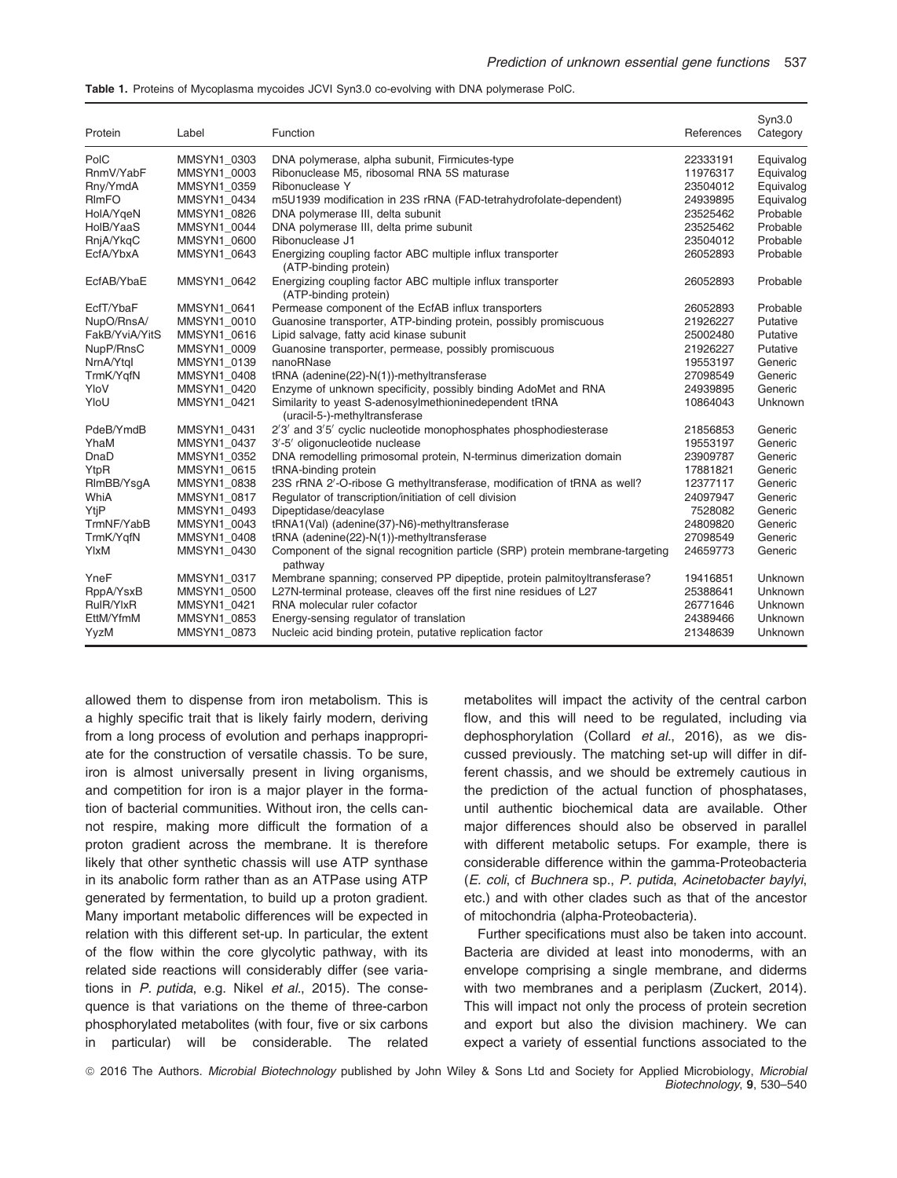Table 1. Proteins of Mycoplasma mycoides JCVI Syn3.0 co-evolving with DNA polymerase PolC.

| Protein | Label | Function | References | Syn3.0 Category |
|---|---|---|---|---|
| PolC | MMSYN1_0303 | DNA polymerase, alpha subunit, Firmicutes-type | 22333191 | Equivalog |
| RnmV/YabF | MMSYN1_0003 | Ribonuclease M5, ribosomal RNA 5S maturase | 11976317 | Equivalog |
| Rny/YmdA | MMSYN1_0359 | Ribonuclease Y | 23504012 | Equivalog |
| RlmFO | MMSYN1_0434 | m5U1939 modification in 23S rRNA (FAD-tetrahydrofolate-dependent) | 24939895 | Equivalog |
| HolA/YqeN | MMSYN1_0826 | DNA polymerase III, delta subunit | 23525462 | Probable |
| HolB/YaaS | MMSYN1_0044 | DNA polymerase III, delta prime subunit | 23525462 | Probable |
| RnjA/YkqC | MMSYN1_0600 | Ribonuclease J1 | 23504012 | Probable |
| EcfA/YbxA | MMSYN1_0643 | Energizing coupling factor ABC multiple influx transporter (ATP-binding protein) | 26052893 | Probable |
| EcfAB/YbaE | MMSYN1_0642 | Energizing coupling factor ABC multiple influx transporter (ATP-binding protein) | 26052893 | Probable |
| EcfT/YbaF | MMSYN1_0641 | Permease component of the EcfAB influx transporters | 26052893 | Probable |
| NupO/RnsA/ | MMSYN1_0010 | Guanosine transporter, ATP-binding protein, possibly promiscuous | 21926227 | Putative |
| FakB/YviA/YitS | MMSYN1_0616 | Lipid salvage, fatty acid kinase subunit | 25002480 | Putative |
| NupP/RnsC | MMSYN1_0009 | Guanosine transporter, permease, possibly promiscuous | 21926227 | Putative |
| NrnA/YtqI | MMSYN1_0139 | nanoRNase | 19553197 | Generic |
| TrmK/YqfN | MMSYN1_0408 | tRNA (adenine(22)-N(1))-methyltransferase | 27098549 | Generic |
| YloV | MMSYN1_0420 | Enzyme of unknown specificity, possibly binding AdoMet and RNA | 24939895 | Generic |
| YloU | MMSYN1_0421 | Similarity to yeast S-adenosylmethioninedependent tRNA (uracil-5-)-methyltransferase | 10864043 | Unknown |
| PdeB/YmdB | MMSYN1_0431 | 2′3′ and 3′5′ cyclic nucleotide monophosphates phosphodiesterase | 21856853 | Generic |
| YhaM | MMSYN1_0437 | 3′-5′ oligonucleotide nuclease | 19553197 | Generic |
| DnaD | MMSYN1_0352 | DNA remodelling primosomal protein, N-terminus dimerization domain | 23909787 | Generic |
| YtpR | MMSYN1_0615 | tRNA-binding protein | 17881821 | Generic |
| RlmBB/YsgA | MMSYN1_0838 | 23S rRNA 2′-O-ribose G methyltransferase, modification of tRNA as well? | 12377117 | Generic |
| WhiA | MMSYN1_0817 | Regulator of transcription/initiation of cell division | 24097947 | Generic |
| YtjP | MMSYN1_0493 | Dipeptidase/deacylase | 7528082 | Generic |
| TrmNF/YabB | MMSYN1_0043 | tRNA1(Val) (adenine(37)-N6)-methyltransferase | 24809820 | Generic |
| TrmK/YqfN | MMSYN1_0408 | tRNA (adenine(22)-N(1))-methyltransferase | 27098549 | Generic |
| YlxM | MMSYN1_0430 | Component of the signal recognition particle (SRP) protein membrane-targeting pathway | 24659773 | Generic |
| YneF | MMSYN1_0317 | Membrane spanning; conserved PP dipeptide, protein palmitoyltransferase? | 19416851 | Unknown |
| RppA/YsxB | MMSYN1_0500 | L27N-terminal protease, cleaves off the first nine residues of L27 | 25388641 | Unknown |
| RulR/YlxR | MMSYN1_0421 | RNA molecular ruler cofactor | 26771646 | Unknown |
| EttM/YfmM | MMSYN1_0853 | Energy-sensing regulator of translation | 24389466 | Unknown |
| YyzM | MMSYN1_0873 | Nucleic acid binding protein, putative replication factor | 21348639 | Unknown |

allowed them to dispense from iron metabolism. This is a highly specific trait that is likely fairly modern, deriving from a long process of evolution and perhaps inappropriate for the construction of versatile chassis. To be sure, iron is almost universally present in living organisms, and competition for iron is a major player in the formation of bacterial communities. Without iron, the cells cannot respire, making more difficult the formation of a proton gradient across the membrane. It is therefore likely that other synthetic chassis will use ATP synthase in its anabolic form rather than as an ATPase using ATP generated by fermentation, to build up a proton gradient. Many important metabolic differences will be expected in relation with this different set-up. In particular, the extent of the flow within the core glycolytic pathway, with its related side reactions will considerably differ (see variations in *P. putida*, e.g. Nikel *et al*., 2015). The consequence is that variations on the theme of three-carbon phosphorylated metabolites (with four, five or six carbons in particular) will be considerable. The related metabolites will impact the activity of the central carbon flow, and this will need to be regulated, including via dephosphorylation (Collard *et al*., 2016), as we discussed previously. The matching set-up will differ in different chassis, and we should be extremely cautious in the prediction of the actual function of phosphatases, until authentic biochemical data are available. Other major differences should also be observed in parallel with different metabolic setups. For example, there is considerable difference within the gamma-Proteobacteria (*E. coli*, cf *Buchnera* sp., *P. putida*, *Acinetobacter baylyi*, etc.) and with other clades such as that of the ancestor of mitochondria (alpha-Proteobacteria).

Further specifications must also be taken into account. Bacteria are divided at least into monoderms, with an envelope comprising a single membrane, and diderms with two membranes and a periplasm (Zuckert, 2014). This will impact not only the process of protein secretion and export but also the division machinery. We can expect a variety of essential functions associated to the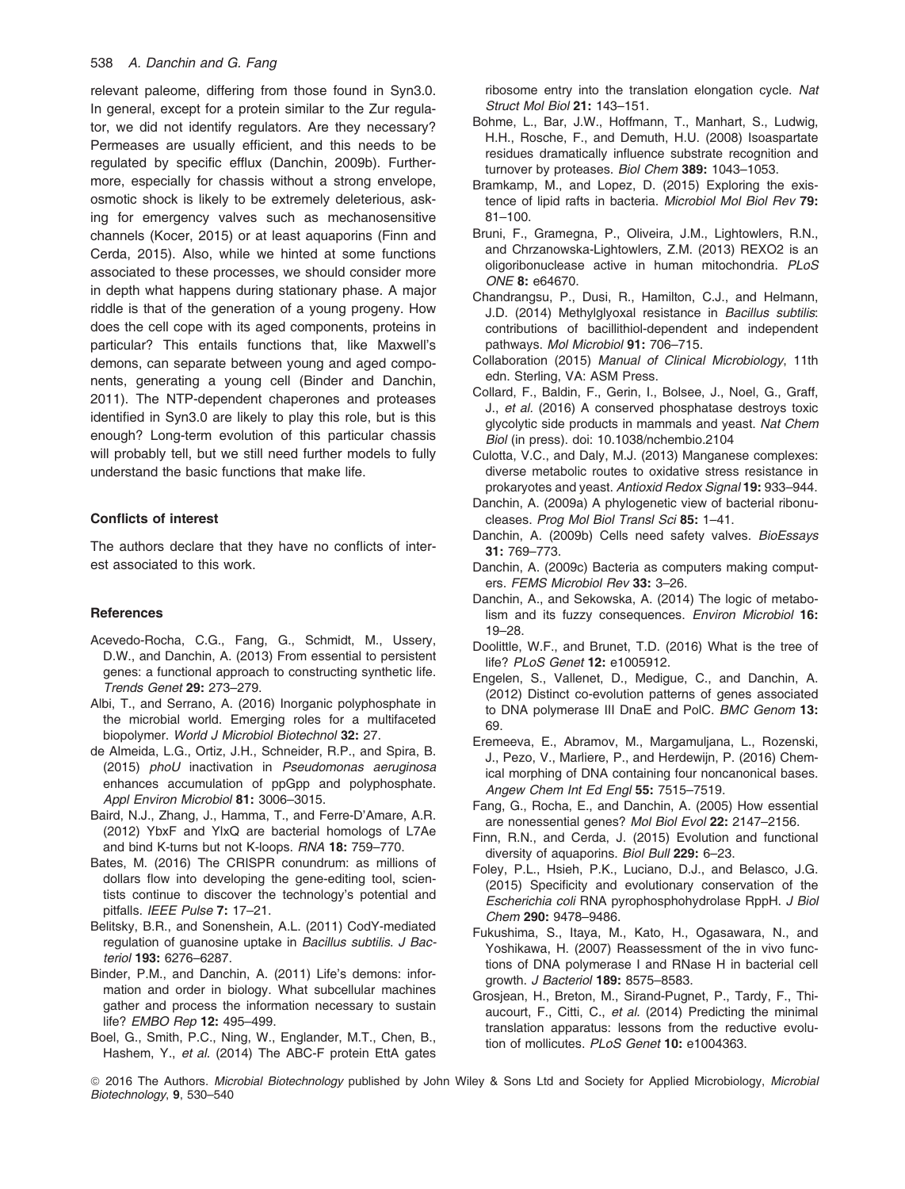relevant paleome, differing from those found in Syn3.0. In general, except for a protein similar to the Zur regulator, we did not identify regulators. Are they necessary? Permeases are usually efficient, and this needs to be regulated by specific efflux (Danchin, 2009b). Furthermore, especially for chassis without a strong envelope, osmotic shock is likely to be extremely deleterious, asking for emergency valves such as mechanosensitive channels (Kocer, 2015) or at least aquaporins (Finn and Cerda, 2015). Also, while we hinted at some functions associated to these processes, we should consider more in depth what happens during stationary phase. A major riddle is that of the generation of a young progeny. How does the cell cope with its aged components, proteins in particular? This entails functions that, like Maxwell's demons, can separate between young and aged components, generating a young cell (Binder and Danchin, 2011). The NTP-dependent chaperones and proteases identified in Syn3.0 are likely to play this role, but is this enough? Long-term evolution of this particular chassis will probably tell, but we still need further models to fully understand the basic functions that make life.

#### Conflicts of interest

The authors declare that they have no conflicts of interest associated to this work.

#### References

Acevedo-Rocha, C.G., Fang, G., Schmidt, M., Ussery, D.W., and Danchin, A. (2013) From essential to persistent genes: a functional approach to constructing synthetic life. *Trends Genet* **29:** 273–279.

Albi, T., and Serrano, A. (2016) Inorganic polyphosphate in the microbial world. Emerging roles for a multifaceted biopolymer. *World J Microbiol Biotechnol* **32:** 27.

de Almeida, L.G., Ortiz, J.H., Schneider, R.P., and Spira, B. (2015) *phoU* inactivation in *Pseudomonas aeruginosa* enhances accumulation of ppGpp and polyphosphate. *Appl Environ Microbiol* **81:** 3006–3015.

Baird, N.J., Zhang, J., Hamma, T., and Ferre-D'Amare, A.R. (2012) YbxF and YlxQ are bacterial homologs of L7Ae and bind K-turns but not K-loops. *RNA* **18:** 759–770.

Bates, M. (2016) The CRISPR conundrum: as millions of dollars flow into developing the gene-editing tool, scientists continue to discover the technology's potential and pitfalls. *IEEE Pulse* **7:** 17–21.

Belitsky, B.R., and Sonenshein, A.L. (2011) CodY-mediated regulation of guanosine uptake in *Bacillus subtilis*. *J Bacteriol* **193:** 6276–6287.

Binder, P.M., and Danchin, A. (2011) Life's demons: information and order in biology. What subcellular machines gather and process the information necessary to sustain life? *EMBO Rep* **12:** 495–499.

Boel, G., Smith, P.C., Ning, W., Englander, M.T., Chen, B., Hashem, Y., *et al.* (2014) The ABC-F protein EttA gates ribosome entry into the translation elongation cycle. *Nat Struct Mol Biol* **21:** 143–151.

Bohme, L., Bar, J.W., Hoffmann, T., Manhart, S., Ludwig, H.H., Rosche, F., and Demuth, H.U. (2008) Isoaspartate residues dramatically influence substrate recognition and turnover by proteases. *Biol Chem* **389:** 1043–1053.

Bramkamp, M., and Lopez, D. (2015) Exploring the existence of lipid rafts in bacteria. *Microbiol Mol Biol Rev* **79:** 81–100.

Bruni, F., Gramegna, P., Oliveira, J.M., Lightowlers, R.N., and Chrzanowska-Lightowlers, Z.M. (2013) REXO2 is an oligoribonuclease active in human mitochondria. *PLoS ONE* **8:** e64670.

Chandrangsu, P., Dusi, R., Hamilton, C.J., and Helmann, J.D. (2014) Methylglyoxal resistance in *Bacillus subtilis*: contributions of bacillithiol-dependent and independent pathways. *Mol Microbiol* **91:** 706–715.

Collaboration (2015) *Manual of Clinical Microbiology*, 11th edn. Sterling, VA: ASM Press.

Collard, F., Baldin, F., Gerin, I., Bolsee, J., Noel, G., Graff, J., *et al.* (2016) A conserved phosphatase destroys toxic glycolytic side products in mammals and yeast. *Nat Chem Biol* (in press). doi: 10.1038/nchembio.2104

Culotta, V.C., and Daly, M.J. (2013) Manganese complexes: diverse metabolic routes to oxidative stress resistance in prokaryotes and yeast. *Antioxid Redox Signal* **19:** 933–944.

Danchin, A. (2009a) A phylogenetic view of bacterial ribonucleases. *Prog Mol Biol Transl Sci* **85:** 1–41.

Danchin, A. (2009b) Cells need safety valves. *BioEssays* **31:** 769–773.

Danchin, A. (2009c) Bacteria as computers making computers. *FEMS Microbiol Rev* **33:** 3–26.

Danchin, A., and Sekowska, A. (2014) The logic of metabolism and its fuzzy consequences. *Environ Microbiol* **16:** 19–28.

Doolittle, W.F., and Brunet, T.D. (2016) What is the tree of life? *PLoS Genet* **12:** e1005912.

Engelen, S., Vallenet, D., Medigue, C., and Danchin, A. (2012) Distinct co-evolution patterns of genes associated to DNA polymerase III DnaE and PolC. *BMC Genom* **13:** 69.

Eremeeva, E., Abramov, M., Margamuljana, L., Rozenski, J., Pezo, V., Marliere, P., and Herdewijn, P. (2016) Chemical morphing of DNA containing four noncanonical bases. *Angew Chem Int Ed Engl* **55:** 7515–7519.

Fang, G., Rocha, E., and Danchin, A. (2005) How essential are nonessential genes? *Mol Biol Evol* **22:** 2147–2156.

Finn, R.N., and Cerda, J. (2015) Evolution and functional diversity of aquaporins. *Biol Bull* **229:** 6–23.

Foley, P.L., Hsieh, P.K., Luciano, D.J., and Belasco, J.G. (2015) Specificity and evolutionary conservation of the *Escherichia coli* RNA pyrophosphohydrolase RppH. *J Biol Chem* **290:** 9478–9486.

Fukushima, S., Itaya, M., Kato, H., Ogasawara, N., and Yoshikawa, H. (2007) Reassessment of the in vivo functions of DNA polymerase I and RNase H in bacterial cell growth. *J Bacteriol* **189:** 8575–8583.

Grosjean, H., Breton, M., Sirand-Pugnet, P., Tardy, F., Thiaucourt, F., Citti, C., *et al.* (2014) Predicting the minimal translation apparatus: lessons from the reductive evolution of mollicutes. *PLoS Genet* **10:** e1004363.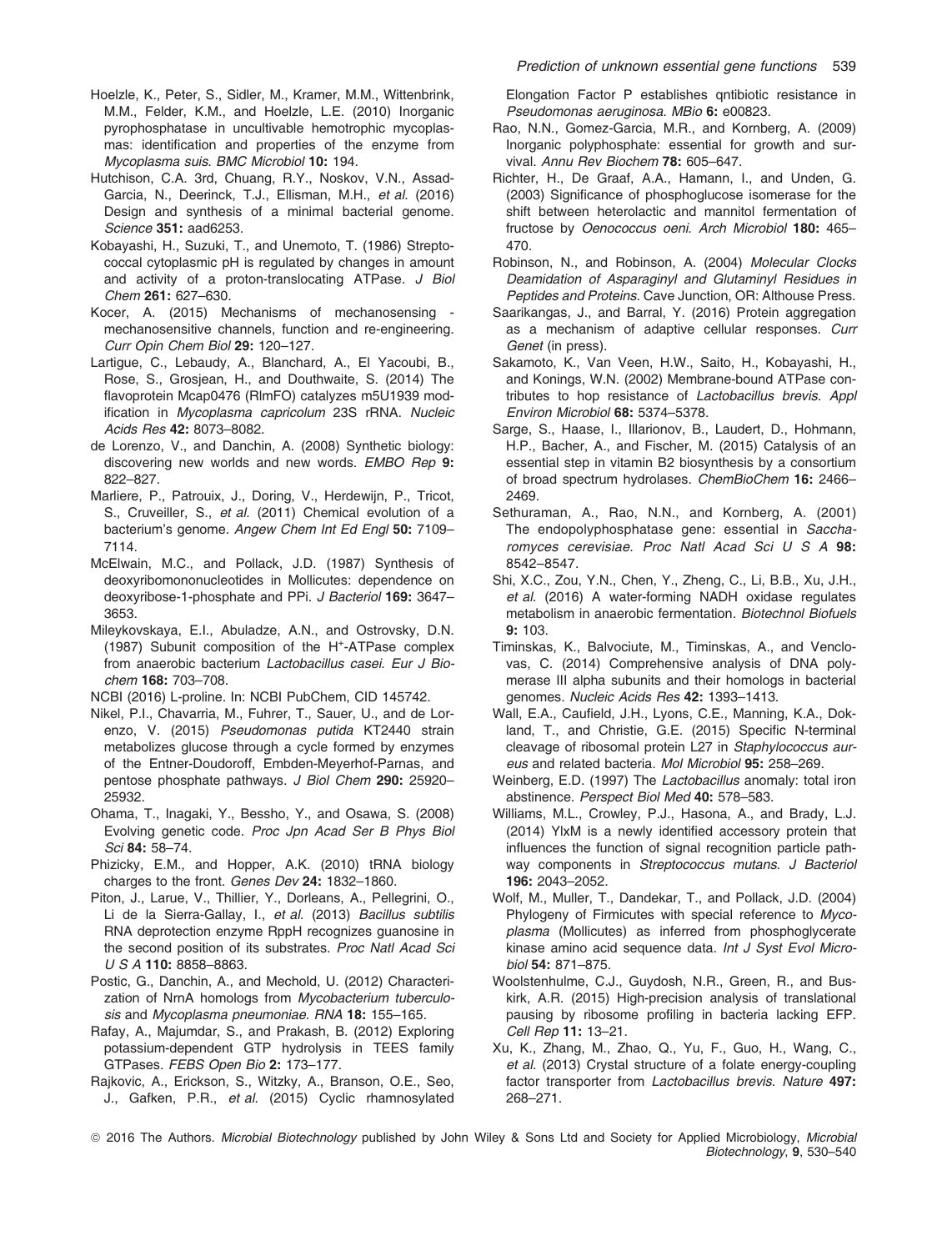Hoelzle, K., Peter, S., Sidler, M., Kramer, M.M., Wittenbrink, M.M., Felder, K.M., and Hoelzle, L.E. (2010) Inorganic pyrophosphatase in uncultivable hemotrophic mycoplasmas: identification and properties of the enzyme from *Mycoplasma suis*. *BMC Microbiol* **10:** 194.

Hutchison, C.A. 3rd, Chuang, R.Y., Noskov, V.N., Assad-Garcia, N., Deerinck, T.J., Ellisman, M.H., *et al.* (2016) Design and synthesis of a minimal bacterial genome. *Science* **351:** aad6253.

Kobayashi, H., Suzuki, T., and Unemoto, T. (1986) Streptococcal cytoplasmic pH is regulated by changes in amount and activity of a proton-translocating ATPase. *J Biol Chem* **261:** 627–630.

Kocer, A. (2015) Mechanisms of mechanosensing - mechanosensitive channels, function and re-engineering. *Curr Opin Chem Biol* **29:** 120–127.

Lartigue, C., Lebaudy, A., Blanchard, A., El Yacoubi, B., Rose, S., Grosjean, H., and Douthwaite, S. (2014) The flavoprotein Mcap0476 (RlmFO) catalyzes m5U1939 modification in *Mycoplasma capricolum* 23S rRNA. *Nucleic Acids Res* **42:** 8073–8082.

de Lorenzo, V., and Danchin, A. (2008) Synthetic biology: discovering new worlds and new words. *EMBO Rep* **9:** 822–827.

Marliere, P., Patrouix, J., Doring, V., Herdewijn, P., Tricot, S., Cruveiller, S., *et al.* (2011) Chemical evolution of a bacterium's genome. *Angew Chem Int Ed Engl* **50:** 7109–7114.

McElwain, M.C., and Pollack, J.D. (1987) Synthesis of deoxyribomononucleotides in Mollicutes: dependence on deoxyribose-1-phosphate and PPi. *J Bacteriol* **169:** 3647–3653.

Mileykovskaya, E.I., Abuladze, A.N., and Ostrovsky, D.N. (1987) Subunit composition of the $H^+$-ATPase complex from anaerobic bacterium *Lactobacillus casei*. *Eur J Biochem* **168:** 703–708.

NCBI (2016) L-proline. In: NCBI PubChem, CID 145742.

Nikel, P.I., Chavarria, M., Fuhrer, T., Sauer, U., and de Lorenzo, V. (2015) *Pseudomonas putida* KT2440 strain metabolizes glucose through a cycle formed by enzymes of the Entner-Doudoroff, Embden-Meyerhof-Parnas, and pentose phosphate pathways. *J Biol Chem* **290:** 25920–25932.

Ohama, T., Inagaki, Y., Bessho, Y., and Osawa, S. (2008) Evolving genetic code. *Proc Jpn Acad Ser B Phys Biol Sci* **84:** 58–74.

Phizicky, E.M., and Hopper, A.K. (2010) tRNA biology charges to the front. *Genes Dev* **24:** 1832–1860.

Piton, J., Larue, V., Thillier, Y., Dorleans, A., Pellegrini, O., Li de la Sierra-Gallay, I., *et al.* (2013) *Bacillus subtilis* RNA deprotection enzyme RppH recognizes guanosine in the second position of its substrates. *Proc Natl Acad Sci U S A* **110:** 8858–8863.

Postic, G., Danchin, A., and Mechold, U. (2012) Characterization of NrnA homologs from *Mycobacterium tuberculosis* and *Mycoplasma pneumoniae*. *RNA* **18:** 155–165.

Rafay, A., Majumdar, S., and Prakash, B. (2012) Exploring potassium-dependent GTP hydrolysis in TEES family GTPases. *FEBS Open Bio* **2:** 173–177.

Rajkovic, A., Erickson, S., Witzky, A., Branson, O.E., Seo, J., Gafken, P.R., *et al.* (2015) Cyclic rhamnosylated Elongation Factor P establishes qntibiotic resistance in *Pseudomonas aeruginosa*. *MBio* **6:** e00823.

Rao, N.N., Gomez-Garcia, M.R., and Kornberg, A. (2009) Inorganic polyphosphate: essential for growth and survival. *Annu Rev Biochem* **78:** 605–647.

Richter, H., De Graaf, A.A., Hamann, I., and Unden, G. (2003) Significance of phosphoglucose isomerase for the shift between heterolactic and mannitol fermentation of fructose by *Oenococcus oeni*. *Arch Microbiol* **180:** 465–470.

Robinson, N., and Robinson, A. (2004) *Molecular Clocks Deamidation of Asparaginyl and Glutaminyl Residues in Peptides and Proteins*. Cave Junction, OR: Althouse Press.

Saarikangas, J., and Barral, Y. (2016) Protein aggregation as a mechanism of adaptive cellular responses. *Curr Genet* (in press).

Sakamoto, K., Van Veen, H.W., Saito, H., Kobayashi, H., and Konings, W.N. (2002) Membrane-bound ATPase contributes to hop resistance of *Lactobacillus brevis*. *Appl Environ Microbiol* **68:** 5374–5378.

Sarge, S., Haase, I., Illarionov, B., Laudert, D., Hohmann, H.P., Bacher, A., and Fischer, M. (2015) Catalysis of an essential step in vitamin B2 biosynthesis by a consortium of broad spectrum hydrolases. *ChemBioChem* **16:** 2466–2469.

Sethuraman, A., Rao, N.N., and Kornberg, A. (2001) The endopolyphosphatase gene: essential in *Saccharomyces cerevisiae*. *Proc Natl Acad Sci U S A* **98:** 8542–8547.

Shi, X.C., Zou, Y.N., Chen, Y., Zheng, C., Li, B.B., Xu, J.H., *et al.* (2016) A water-forming NADH oxidase regulates metabolism in anaerobic fermentation. *Biotechnol Biofuels* **9:** 103.

Timinskas, K., Balvociute, M., Timinskas, A., and Venclovas, C. (2014) Comprehensive analysis of DNA polymerase III alpha subunits and their homologs in bacterial genomes. *Nucleic Acids Res* **42:** 1393–1413.

Wall, E.A., Caufield, J.H., Lyons, C.E., Manning, K.A., Dokland, T., and Christie, G.E. (2015) Specific N-terminal cleavage of ribosomal protein L27 in *Staphylococcus aureus* and related bacteria. *Mol Microbiol* **95:** 258–269.

Weinberg, E.D. (1997) The *Lactobacillus* anomaly: total iron abstinence. *Perspect Biol Med* **40:** 578–583.

Williams, M.L., Crowley, P.J., Hasona, A., and Brady, L.J. (2014) YlxM is a newly identified accessory protein that influences the function of signal recognition particle pathway components in *Streptococcus mutans*. *J Bacteriol* **196:** 2043–2052.

Wolf, M., Muller, T., Dandekar, T., and Pollack, J.D. (2004) Phylogeny of Firmicutes with special reference to *Mycoplasma* (Mollicutes) as inferred from phosphoglycerate kinase amino acid sequence data. *Int J Syst Evol Microbiol* **54:** 871–875.

Woolstenhulme, C.J., Guydosh, N.R., Green, R., and Buskirk, A.R. (2015) High-precision analysis of translational pausing by ribosome profiling in bacteria lacking EFP. *Cell Rep* **11:** 13–21.

Xu, K., Zhang, M., Zhao, Q., Yu, F., Guo, H., Wang, C., *et al.* (2013) Crystal structure of a folate energy-coupling factor transporter from *Lactobacillus brevis*. *Nature* **497:** 268–271.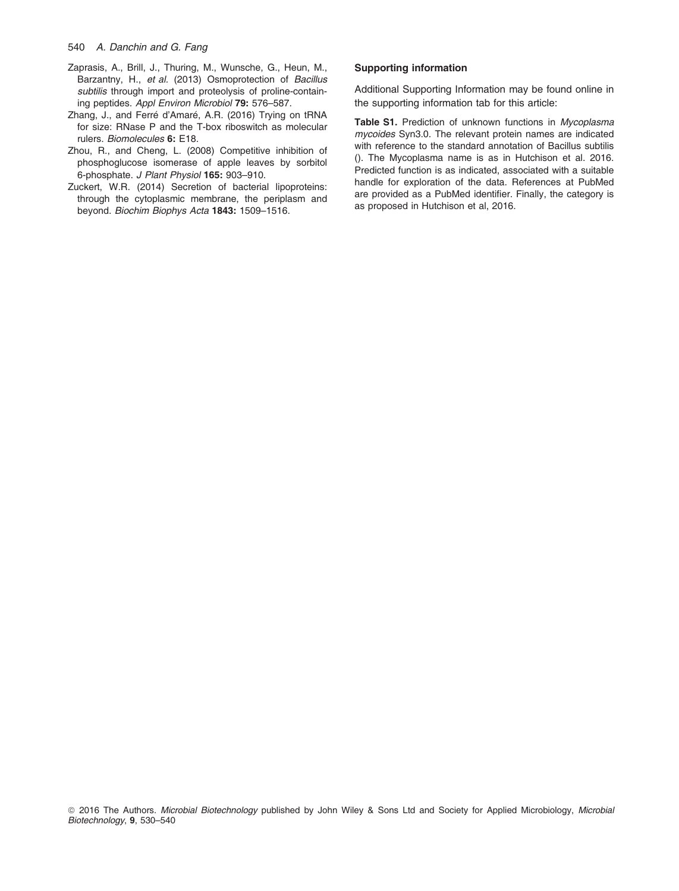Zaprasis, A., Brill, J., Thuring, M., Wunsche, G., Heun, M., Barzantny, H., *et al*. (2013) Osmoprotection of *Bacillus subtilis* through import and proteolysis of proline-containing peptides. *Appl Environ Microbiol* **79:** 576–587.

Zhang, J., and Ferré d'Amaré, A.R. (2016) Trying on tRNA for size: RNase P and the T-box riboswitch as molecular rulers. *Biomolecules* **6:** E18.

Zhou, R., and Cheng, L. (2008) Competitive inhibition of phosphoglucose isomerase of apple leaves by sorbitol 6-phosphate. *J Plant Physiol* **165:** 903–910.

Zuckert, W.R. (2014) Secretion of bacterial lipoproteins: through the cytoplasmic membrane, the periplasm and beyond. *Biochim Biophys Acta* **1843:** 1509–1516.

### Supporting information

Additional Supporting Information may be found online in the supporting information tab for this article:

**Table S1.** Prediction of unknown functions in *Mycoplasma mycoides* Syn3.0. The relevant protein names are indicated with reference to the standard annotation of Bacillus subtilis (). The Mycoplasma name is as in Hutchison et al. 2016. Predicted function is as indicated, associated with a suitable handle for exploration of the data. References at PubMed are provided as a PubMed identifier. Finally, the category is as proposed in Hutchison et al, 2016.